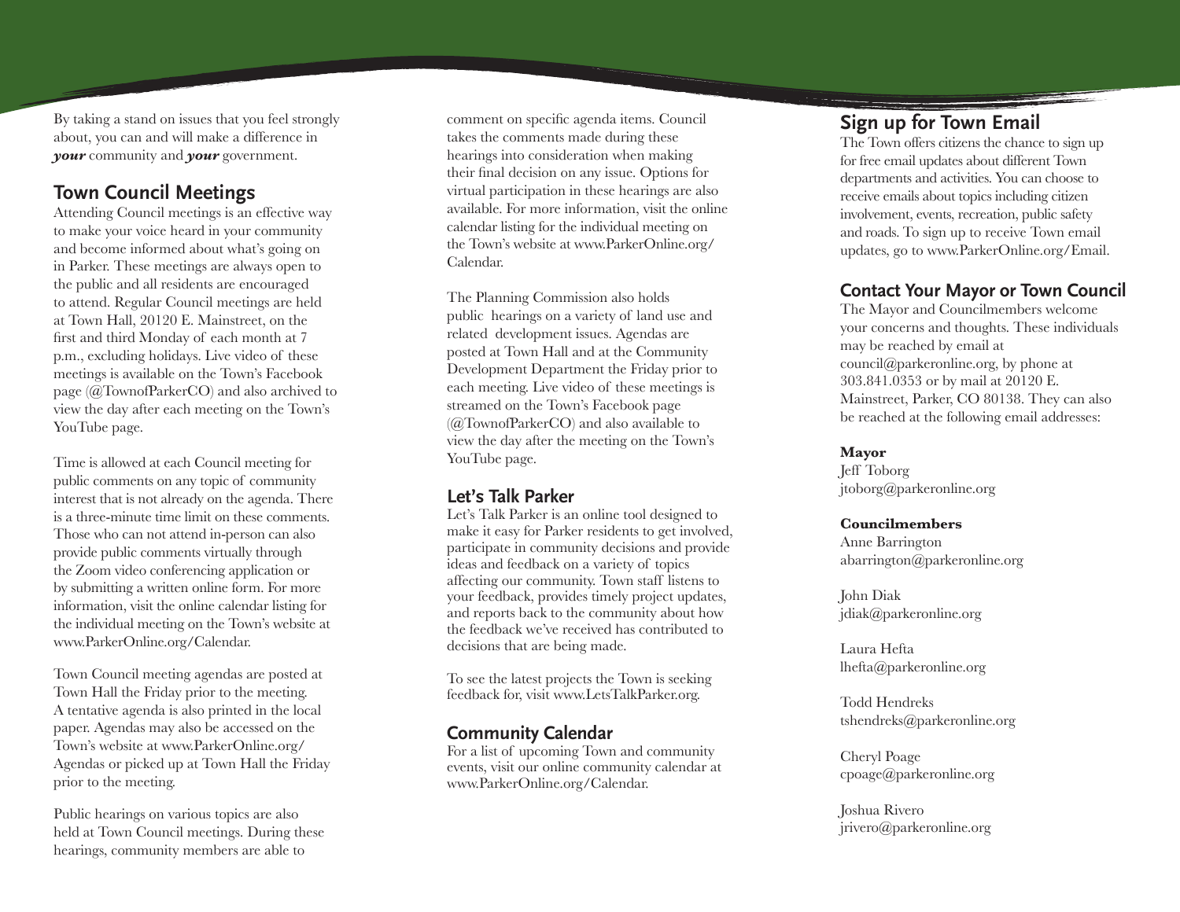By taking a stand on issues that you feel strongly about, you can and will make a difference in ***your*** community and ***your*** government.

## Town Council Meetings

Attending Council meetings is an effective way to make your voice heard in your community and become informed about what's going on in Parker. These meetings are always open to the public and all residents are encouraged to attend. Regular Council meetings are held at Town Hall, 20120 E. Mainstreet, on the first and third Monday of each month at 7 p.m., excluding holidays. Live video of these meetings is available on the Town's Facebook page (@TownofParkerCO) and also archived to view the day after each meeting on the Town's YouTube page.

Time is allowed at each Council meeting for public comments on any topic of community interest that is not already on the agenda. There is a three-minute time limit on these comments. Those who can not attend in-person can also provide public comments virtually through the Zoom video conferencing application or by submitting a written online form. For more information, visit the online calendar listing for the individual meeting on the Town's website at www.ParkerOnline.org/Calendar.

Town Council meeting agendas are posted at Town Hall the Friday prior to the meeting. A tentative agenda is also printed in the local paper. Agendas may also be accessed on the Town's website at www.ParkerOnline.org/Agendas or picked up at Town Hall the Friday prior to the meeting.

Public hearings on various topics are also held at Town Council meetings. During these hearings, community members are able to comment on specific agenda items. Council takes the comments made during these hearings into consideration when making their final decision on any issue. Options for virtual participation in these hearings are also available. For more information, visit the online calendar listing for the individual meeting on the Town's website at www.ParkerOnline.org/Calendar.

The Planning Commission also holds public hearings on a variety of land use and related development issues. Agendas are posted at Town Hall and at the Community Development Department the Friday prior to each meeting. Live video of these meetings is streamed on the Town's Facebook page (@TownofParkerCO) and also available to view the day after the meeting on the Town's YouTube page.

## Let's Talk Parker

Let's Talk Parker is an online tool designed to make it easy for Parker residents to get involved, participate in community decisions and provide ideas and feedback on a variety of topics affecting our community. Town staff listens to your feedback, provides timely project updates, and reports back to the community about how the feedback we've received has contributed to decisions that are being made.

To see the latest projects the Town is seeking feedback for, visit www.LetsTalkParker.org.

## Community Calendar

For a list of upcoming Town and community events, visit our online community calendar at www.ParkerOnline.org/Calendar.

## Sign up for Town Email

The Town offers citizens the chance to sign up for free email updates about different Town departments and activities. You can choose to receive emails about topics including citizen involvement, events, recreation, public safety and roads. To sign up to receive Town email updates, go to www.ParkerOnline.org/Email.

## Contact Your Mayor or Town Council

The Mayor and Councilmembers welcome your concerns and thoughts. These individuals may be reached by email at council@parkeronline.org, by phone at 303.841.0353 or by mail at 20120 E. Mainstreet, Parker, CO 80138. They can also be reached at the following email addresses:

**Mayor**

Jeff Toborg
jtoborg@parkeronline.org

**Councilmembers**

Anne Barrington
abarrington@parkeronline.org

John Diak
jdiak@parkeronline.org

Laura Hefta
lhefta@parkeronline.org

Todd Hendreks
tshendreks@parkeronline.org

Cheryl Poage
cpoage@parkeronline.org

Joshua Rivero
jrivero@parkeronline.org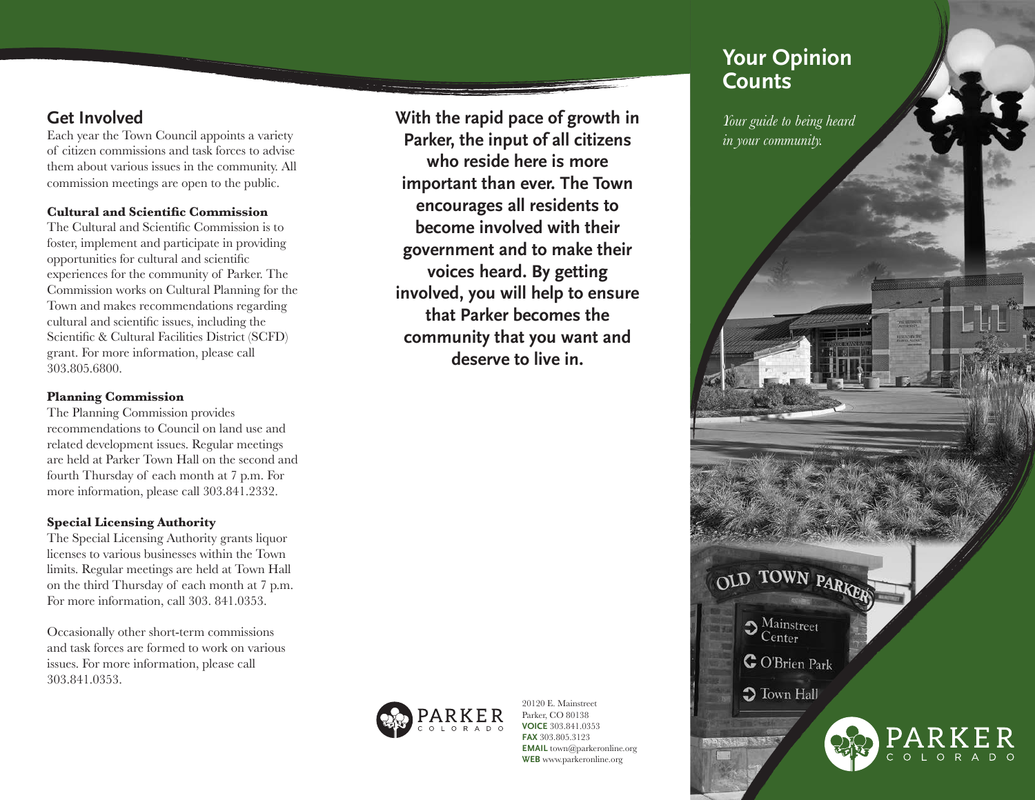## Get Involved

Each year the Town Council appoints a variety of citizen commissions and task forces to advise them about various issues in the community. All commission meetings are open to the public.

**Cultural and Scientific Commission**

The Cultural and Scientific Commission is to foster, implement and participate in providing opportunities for cultural and scientific experiences for the community of Parker. The Commission works on Cultural Planning for the Town and makes recommendations regarding cultural and scientific issues, including the Scientific & Cultural Facilities District (SCFD) grant. For more information, please call 303.805.6800.

**Planning Commission**

The Planning Commission provides recommendations to Council on land use and related development issues. Regular meetings are held at Parker Town Hall on the second and fourth Thursday of each month at 7 p.m. For more information, please call 303.841.2332.

**Special Licensing Authority**

The Special Licensing Authority grants liquor licenses to various businesses within the Town limits. Regular meetings are held at Town Hall on the third Thursday of each month at 7 p.m. For more information, call 303. 841.0353.

Occasionally other short-term commissions and task forces are formed to work on various issues. For more information, please call 303.841.0353.

**With the rapid pace of growth in Parker, the input of all citizens who reside here is more important than ever. The Town encourages all residents to become involved with their government and to make their voices heard. By getting involved, you will help to ensure that Parker becomes the community that you want and deserve to live in.**

PARKER COLORADO

20120 E. Mainstreet
Parker, CO 80138
**VOICE** 303.841.0353
**FAX** 303.805.3123
**EMAIL** town@parkeronline.org
**WEB** www.parkeronline.org

# Your Opinion Counts

*Your guide to being heard in your community.*

PARKER COLORADO